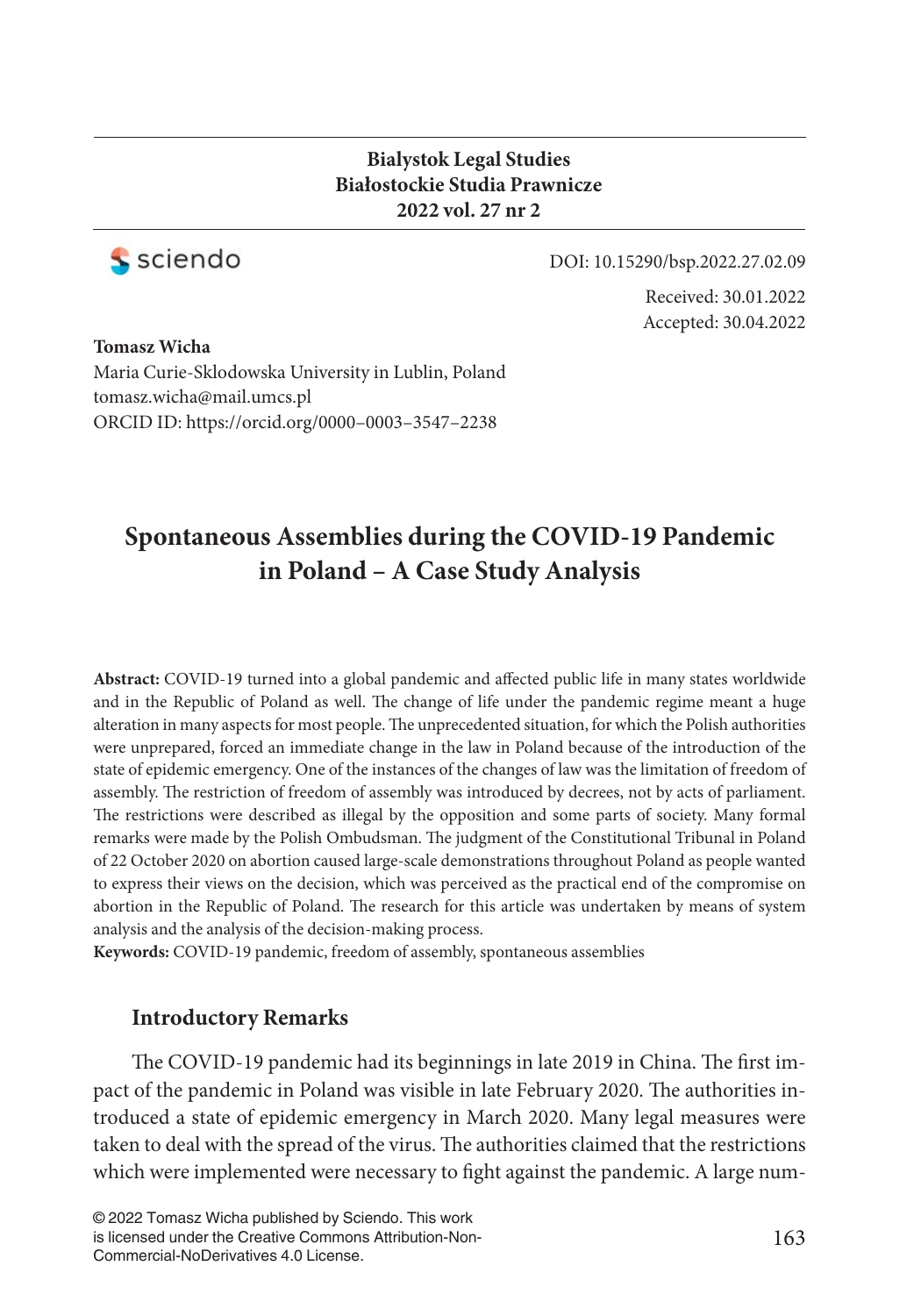**Bialystok Legal Studies**
**Białostockie Studia Prawnicze**
**2022 vol. 27 nr 2**

DOI: 10.15290/bsp.2022.27.02.09

Received: 30.01.2022
Accepted: 30.04.2022

**Tomasz Wicha**
Maria Curie-Sklodowska University in Lublin, Poland
tomasz.wicha@mail.umcs.pl
ORCID ID: https://orcid.org/0000–0003–3547–2238

# Spontaneous Assemblies during the COVID-19 Pandemic in Poland – A Case Study Analysis

**Abstract:** COVID-19 turned into a global pandemic and affected public life in many states worldwide and in the Republic of Poland as well. The change of life under the pandemic regime meant a huge alteration in many aspects for most people. The unprecedented situation, for which the Polish authorities were unprepared, forced an immediate change in the law in Poland because of the introduction of the state of epidemic emergency. One of the instances of the changes of law was the limitation of freedom of assembly. The restriction of freedom of assembly was introduced by decrees, not by acts of parliament. The restrictions were described as illegal by the opposition and some parts of society. Many formal remarks were made by the Polish Ombudsman. The judgment of the Constitutional Tribunal in Poland of 22 October 2020 on abortion caused large-scale demonstrations throughout Poland as people wanted to express their views on the decision, which was perceived as the practical end of the compromise on abortion in the Republic of Poland. The research for this article was undertaken by means of system analysis and the analysis of the decision-making process.

**Keywords:** COVID-19 pandemic, freedom of assembly, spontaneous assemblies

## Introductory Remarks

The COVID-19 pandemic had its beginnings in late 2019 in China. The first impact of the pandemic in Poland was visible in late February 2020. The authorities introduced a state of epidemic emergency in March 2020. Many legal measures were taken to deal with the spread of the virus. The authorities claimed that the restrictions which were implemented were necessary to fight against the pandemic. A large num-

© 2022 Tomasz Wicha published by Sciendo. This work is licensed under the Creative Commons Attribution-Non-Commercial-NoDerivatives 4.0 License.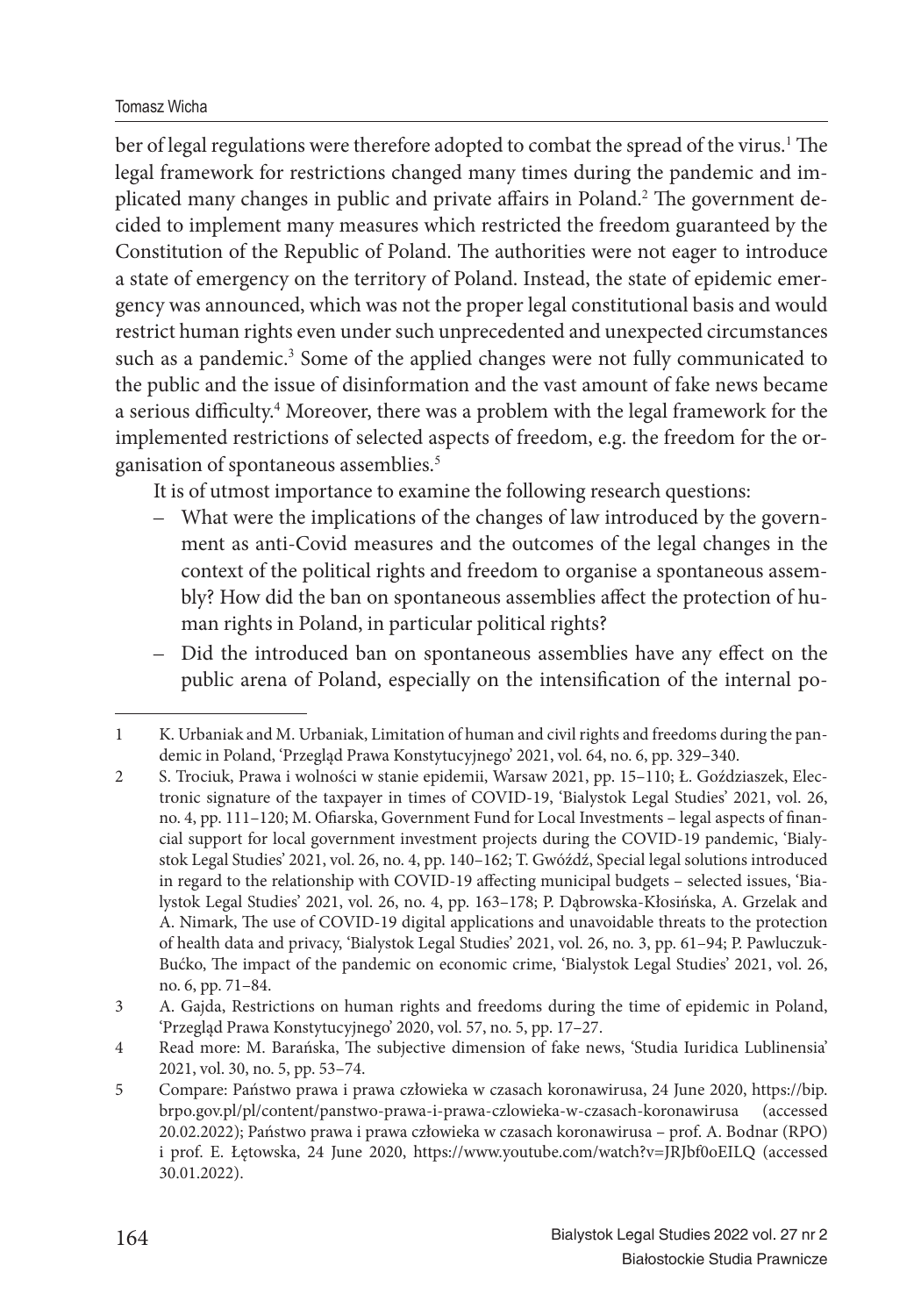ber of legal regulations were therefore adopted to combat the spread of the virus.[1] The legal framework for restrictions changed many times during the pandemic and implicated many changes in public and private affairs in Poland.[2] The government decided to implement many measures which restricted the freedom guaranteed by the Constitution of the Republic of Poland. The authorities were not eager to introduce a state of emergency on the territory of Poland. Instead, the state of epidemic emergency was announced, which was not the proper legal constitutional basis and would restrict human rights even under such unprecedented and unexpected circumstances such as a pandemic.[3] Some of the applied changes were not fully communicated to the public and the issue of disinformation and the vast amount of fake news became a serious difficulty.[4] Moreover, there was a problem with the legal framework for the implemented restrictions of selected aspects of freedom, e.g. the freedom for the organisation of spontaneous assemblies.[5]

It is of utmost importance to examine the following research questions:

– What were the implications of the changes of law introduced by the government as anti-Covid measures and the outcomes of the legal changes in the context of the political rights and freedom to organise a spontaneous assembly? How did the ban on spontaneous assemblies affect the protection of human rights in Poland, in particular political rights?

– Did the introduced ban on spontaneous assemblies have any effect on the public arena of Poland, especially on the intensification of the internal po-

---

1 K. Urbaniak and M. Urbaniak, Limitation of human and civil rights and freedoms during the pandemic in Poland, 'Przegląd Prawa Konstytucyjnego' 2021, vol. 64, no. 6, pp. 329–340.

2 S. Trociuk, Prawa i wolności w stanie epidemii, Warsaw 2021, pp. 15–110; Ł. Goździaszek, Electronic signature of the taxpayer in times of COVID-19, 'Bialystok Legal Studies' 2021, vol. 26, no. 4, pp. 111–120; M. Ofiarska, Government Fund for Local Investments – legal aspects of financial support for local government investment projects during the COVID-19 pandemic, 'Bialystok Legal Studies' 2021, vol. 26, no. 4, pp. 140–162; T. Gwóźdź, Special legal solutions introduced in regard to the relationship with COVID-19 affecting municipal budgets – selected issues, 'Bialystok Legal Studies' 2021, vol. 26, no. 4, pp. 163–178; P. Dąbrowska-Kłosińska, A. Grzelak and A. Nimark, The use of COVID-19 digital applications and unavoidable threats to the protection of health data and privacy, 'Bialystok Legal Studies' 2021, vol. 26, no. 3, pp. 61–94; P. Pawluczuk-Bućko, The impact of the pandemic on economic crime, 'Bialystok Legal Studies' 2021, vol. 26, no. 6, pp. 71–84.

3 A. Gajda, Restrictions on human rights and freedoms during the time of epidemic in Poland, 'Przegląd Prawa Konstytucyjnego' 2020, vol. 57, no. 5, pp. 17–27.

4 Read more: M. Barańska, The subjective dimension of fake news, 'Studia Iuridica Lublinensia' 2021, vol. 30, no. 5, pp. 53–74.

5 Compare: Państwo prawa i prawa człowieka w czasach koronawirusa, 24 June 2020, https://bip.brpo.gov.pl/pl/content/panstwo-prawa-i-prawa-czlowieka-w-czasach-koronawirusa (accessed 20.02.2022); Państwo prawa i prawa człowieka w czasach koronawirusa – prof. A. Bodnar (RPO) i prof. E. Łętowska, 24 June 2020, https://www.youtube.com/watch?v=JRJbf0oEILQ (accessed 30.01.2022).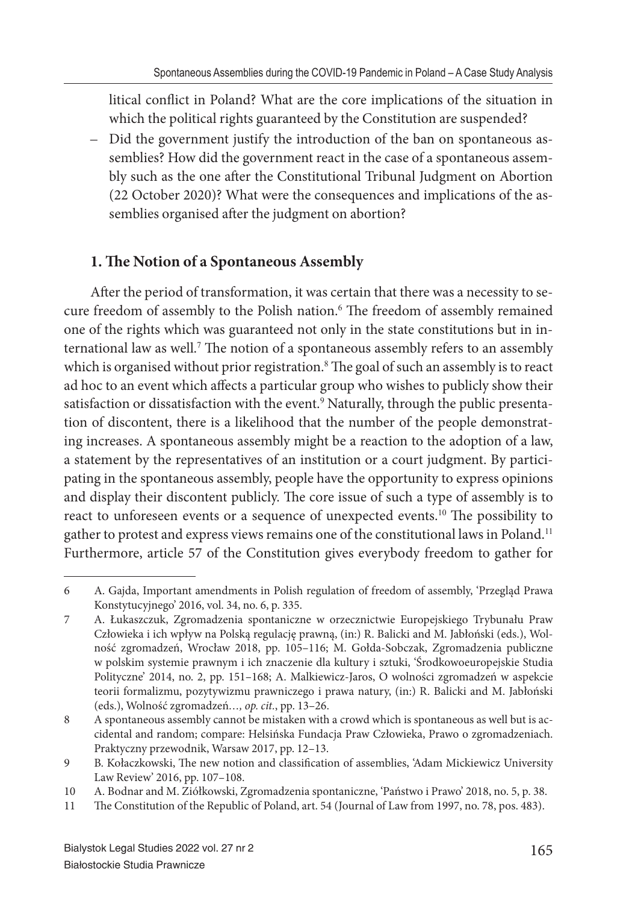litical conflict in Poland? What are the core implications of the situation in which the political rights guaranteed by the Constitution are suspended?

– Did the government justify the introduction of the ban on spontaneous assemblies? How did the government react in the case of a spontaneous assembly such as the one after the Constitutional Tribunal Judgment on Abortion (22 October 2020)? What were the consequences and implications of the assemblies organised after the judgment on abortion?

## 1. The Notion of a Spontaneous Assembly

After the period of transformation, it was certain that there was a necessity to secure freedom of assembly to the Polish nation.[6] The freedom of assembly remained one of the rights which was guaranteed not only in the state constitutions but in international law as well.[7] The notion of a spontaneous assembly refers to an assembly which is organised without prior registration.[8] The goal of such an assembly is to react ad hoc to an event which affects a particular group who wishes to publicly show their satisfaction or dissatisfaction with the event.[9] Naturally, through the public presentation of discontent, there is a likelihood that the number of the people demonstrating increases. A spontaneous assembly might be a reaction to the adoption of a law, a statement by the representatives of an institution or a court judgment. By participating in the spontaneous assembly, people have the opportunity to express opinions and display their discontent publicly. The core issue of such a type of assembly is to react to unforeseen events or a sequence of unexpected events.[10] The possibility to gather to protest and express views remains one of the constitutional laws in Poland.[11] Furthermore, article 57 of the Constitution gives everybody freedom to gather for

---

6 A. Gajda, Important amendments in Polish regulation of freedom of assembly, 'Przegląd Prawa Konstytucyjnego' 2016, vol. 34, no. 6, p. 335.

7 A. Łukaszczuk, Zgromadzenia spontaniczne w orzecznictwie Europejskiego Trybunału Praw Człowieka i ich wpływ na Polską regulację prawną, (in:) R. Balicki and M. Jabłoński (eds.), Wolność zgromadzeń, Wrocław 2018, pp. 105–116; M. Gołda-Sobczak, Zgromadzenia publiczne w polskim systemie prawnym i ich znaczenie dla kultury i sztuki, 'Środkowoeuropejskie Studia Polityczne' 2014, no. 2, pp. 151–168; A. Malkiewicz-Jaros, O wolności zgromadzeń w aspekcie teorii formalizmu, pozytywizmu prawniczego i prawa natury, (in:) R. Balicki and M. Jabłoński (eds.), Wolność zgromadzeń*…, op. cit.*, pp. 13–26.

8 A spontaneous assembly cannot be mistaken with a crowd which is spontaneous as well but is accidental and random; compare: Helsińska Fundacja Praw Człowieka, Prawo o zgromadzeniach. Praktyczny przewodnik, Warsaw 2017, pp. 12–13.

9 B. Kołaczkowski, The new notion and classification of assemblies, 'Adam Mickiewicz University Law Review' 2016, pp. 107–108.

10 A. Bodnar and M. Ziółkowski, Zgromadzenia spontaniczne, 'Państwo i Prawo' 2018, no. 5, p. 38.

11 The Constitution of the Republic of Poland, art. 54 (Journal of Law from 1997, no. 78, pos. 483).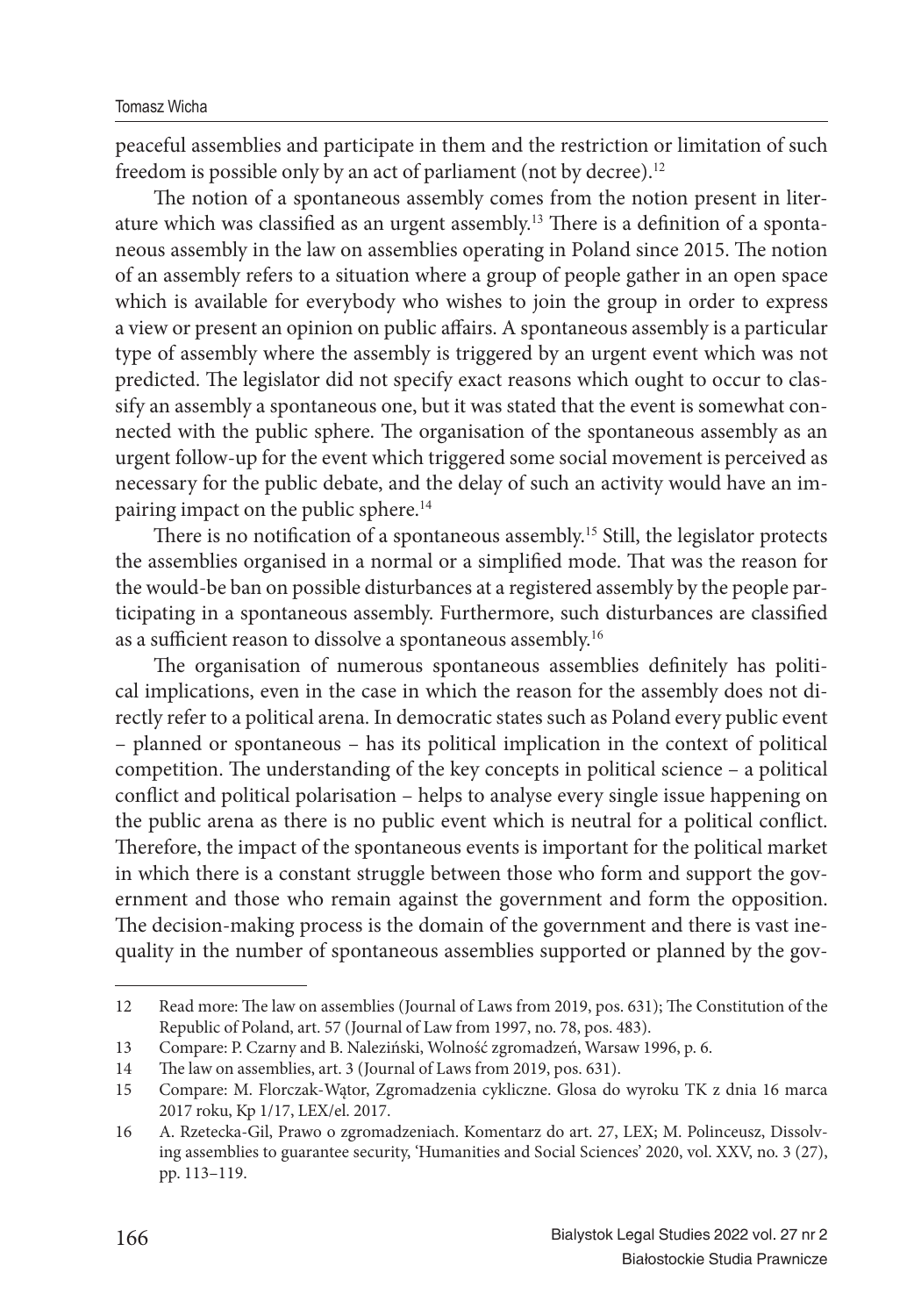peaceful assemblies and participate in them and the restriction or limitation of such freedom is possible only by an act of parliament (not by decree).[12]

The notion of a spontaneous assembly comes from the notion present in literature which was classified as an urgent assembly.[13] There is a definition of a spontaneous assembly in the law on assemblies operating in Poland since 2015. The notion of an assembly refers to a situation where a group of people gather in an open space which is available for everybody who wishes to join the group in order to express a view or present an opinion on public affairs. A spontaneous assembly is a particular type of assembly where the assembly is triggered by an urgent event which was not predicted. The legislator did not specify exact reasons which ought to occur to classify an assembly a spontaneous one, but it was stated that the event is somewhat connected with the public sphere. The organisation of the spontaneous assembly as an urgent follow-up for the event which triggered some social movement is perceived as necessary for the public debate, and the delay of such an activity would have an impairing impact on the public sphere.[14]

There is no notification of a spontaneous assembly.[15] Still, the legislator protects the assemblies organised in a normal or a simplified mode. That was the reason for the would-be ban on possible disturbances at a registered assembly by the people participating in a spontaneous assembly. Furthermore, such disturbances are classified as a sufficient reason to dissolve a spontaneous assembly.[16]

The organisation of numerous spontaneous assemblies definitely has political implications, even in the case in which the reason for the assembly does not directly refer to a political arena. In democratic states such as Poland every public event – planned or spontaneous – has its political implication in the context of political competition. The understanding of the key concepts in political science – a political conflict and political polarisation – helps to analyse every single issue happening on the public arena as there is no public event which is neutral for a political conflict. Therefore, the impact of the spontaneous events is important for the political market in which there is a constant struggle between those who form and support the government and those who remain against the government and form the opposition. The decision-making process is the domain of the government and there is vast inequality in the number of spontaneous assemblies supported or planned by the gov-

---

12 Read more: The law on assemblies (Journal of Laws from 2019, pos. 631); The Constitution of the Republic of Poland, art. 57 (Journal of Law from 1997, no. 78, pos. 483).

13 Compare: P. Czarny and B. Naleziński, Wolność zgromadzeń, Warsaw 1996, p. 6.

14 The law on assemblies, art. 3 (Journal of Laws from 2019, pos. 631).

15 Compare: M. Florczak-Wątor, Zgromadzenia cykliczne. Glosa do wyroku TK z dnia 16 marca 2017 roku, Kp 1/17, LEX/el. 2017.

16 A. Rzetecka-Gil, Prawo o zgromadzeniach. Komentarz do art. 27, LEX; M. Polinceusz, Dissolving assemblies to guarantee security, 'Humanities and Social Sciences' 2020, vol. XXV, no. 3 (27), pp. 113–119.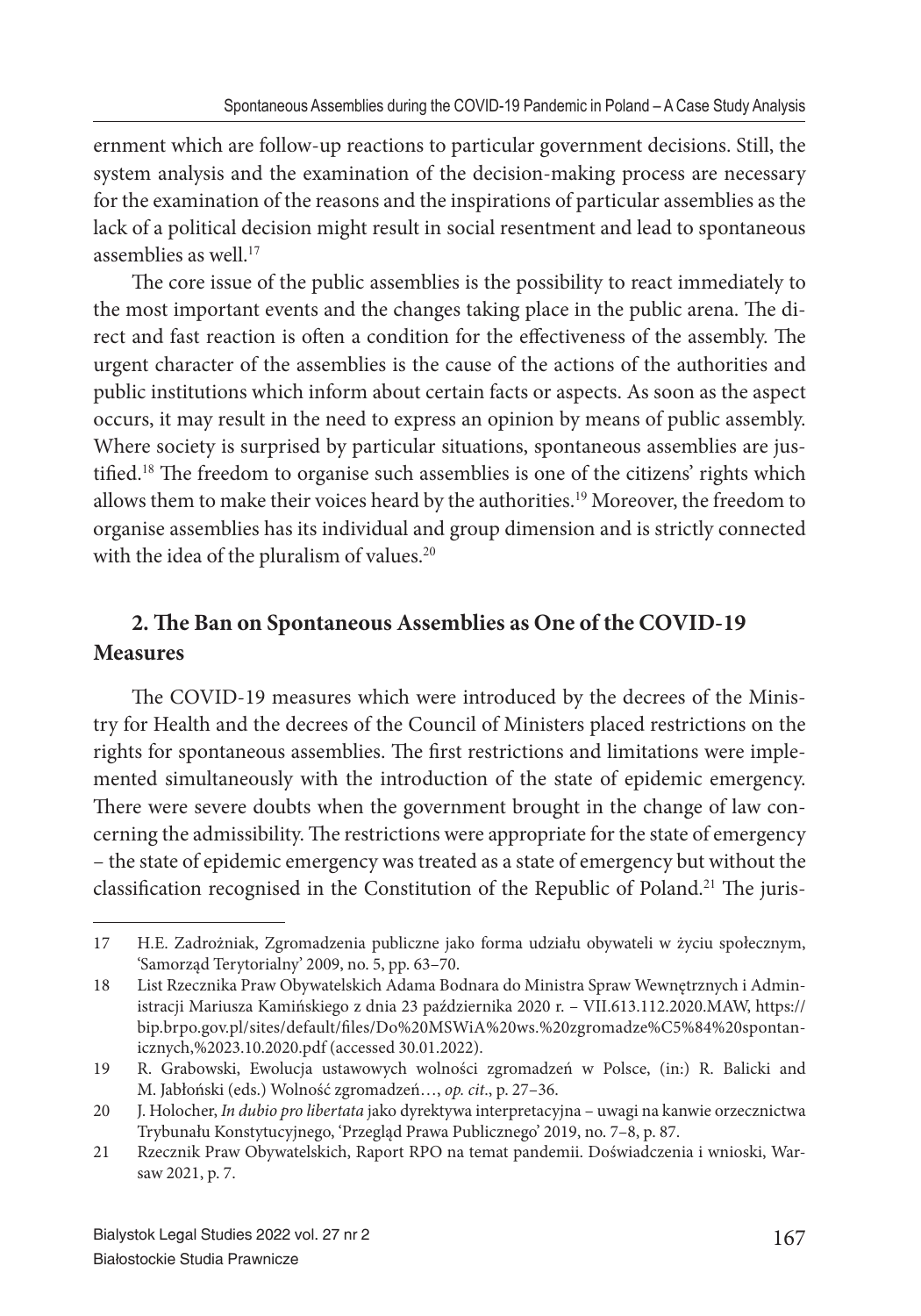ernment which are follow-up reactions to particular government decisions. Still, the system analysis and the examination of the decision-making process are necessary for the examination of the reasons and the inspirations of particular assemblies as the lack of a political decision might result in social resentment and lead to spontaneous assemblies as well.[17]

The core issue of the public assemblies is the possibility to react immediately to the most important events and the changes taking place in the public arena. The direct and fast reaction is often a condition for the effectiveness of the assembly. The urgent character of the assemblies is the cause of the actions of the authorities and public institutions which inform about certain facts or aspects. As soon as the aspect occurs, it may result in the need to express an opinion by means of public assembly. Where society is surprised by particular situations, spontaneous assemblies are justified.[18] The freedom to organise such assemblies is one of the citizens' rights which allows them to make their voices heard by the authorities.[19] Moreover, the freedom to organise assemblies has its individual and group dimension and is strictly connected with the idea of the pluralism of values.[20]

## 2. The Ban on Spontaneous Assemblies as One of the COVID-19 Measures

The COVID-19 measures which were introduced by the decrees of the Ministry for Health and the decrees of the Council of Ministers placed restrictions on the rights for spontaneous assemblies. The first restrictions and limitations were implemented simultaneously with the introduction of the state of epidemic emergency. There were severe doubts when the government brought in the change of law concerning the admissibility. The restrictions were appropriate for the state of emergency – the state of epidemic emergency was treated as a state of emergency but without the classification recognised in the Constitution of the Republic of Poland.[21] The juris-

---

17 H.E. Zadrożniak, Zgromadzenia publiczne jako forma udziału obywateli w życiu społecznym, 'Samorząd Terytorialny' 2009, no. 5, pp. 63–70.

18 List Rzecznika Praw Obywatelskich Adama Bodnara do Ministra Spraw Wewnętrznych i Administracji Mariusza Kamińskiego z dnia 23 października 2020 r. – VII.613.112.2020.MAW, https://bip.brpo.gov.pl/sites/default/files/Do%20MSWiA%20ws.%20zgromadze%C5%84%20spontanicznych,%2023.10.2020.pdf (accessed 30.01.2022).

19 R. Grabowski, Ewolucja ustawowych wolności zgromadzeń w Polsce, (in:) R. Balicki and M. Jabłoński (eds.) Wolność zgromadzeń…, *op. cit*., p. 27–36.

20 J. Holocher, *In dubio pro libertata* jako dyrektywa interpretacyjna – uwagi na kanwie orzecznictwa Trybunału Konstytucyjnego, 'Przegląd Prawa Publicznego' 2019, no. 7–8, p. 87.

21 Rzecznik Praw Obywatelskich, Raport RPO na temat pandemii. Doświadczenia i wnioski, Warsaw 2021, p. 7.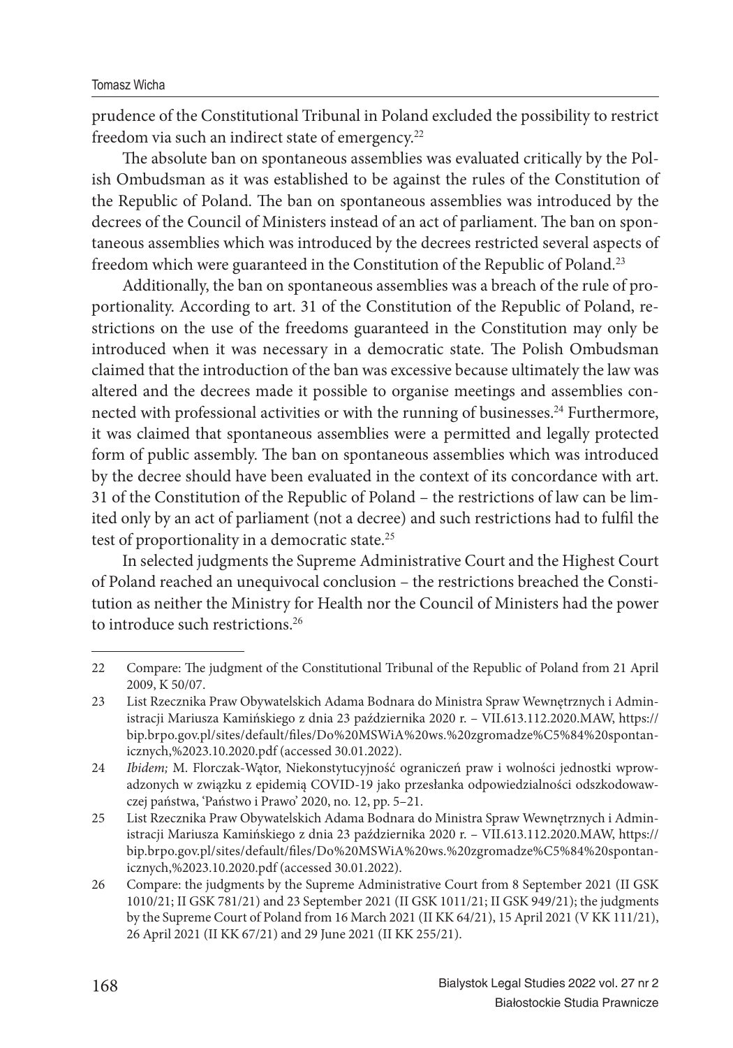prudence of the Constitutional Tribunal in Poland excluded the possibility to restrict freedom via such an indirect state of emergency.[22]

The absolute ban on spontaneous assemblies was evaluated critically by the Polish Ombudsman as it was established to be against the rules of the Constitution of the Republic of Poland. The ban on spontaneous assemblies was introduced by the decrees of the Council of Ministers instead of an act of parliament. The ban on spontaneous assemblies which was introduced by the decrees restricted several aspects of freedom which were guaranteed in the Constitution of the Republic of Poland.[23]

Additionally, the ban on spontaneous assemblies was a breach of the rule of proportionality. According to art. 31 of the Constitution of the Republic of Poland, restrictions on the use of the freedoms guaranteed in the Constitution may only be introduced when it was necessary in a democratic state. The Polish Ombudsman claimed that the introduction of the ban was excessive because ultimately the law was altered and the decrees made it possible to organise meetings and assemblies connected with professional activities or with the running of businesses.[24] Furthermore, it was claimed that spontaneous assemblies were a permitted and legally protected form of public assembly. The ban on spontaneous assemblies which was introduced by the decree should have been evaluated in the context of its concordance with art. 31 of the Constitution of the Republic of Poland – the restrictions of law can be limited only by an act of parliament (not a decree) and such restrictions had to fulfil the test of proportionality in a democratic state.[25]

In selected judgments the Supreme Administrative Court and the Highest Court of Poland reached an unequivocal conclusion – the restrictions breached the Constitution as neither the Ministry for Health nor the Council of Ministers had the power to introduce such restrictions.[26]

---

22 Compare: The judgment of the Constitutional Tribunal of the Republic of Poland from 21 April 2009, K 50/07.

23 List Rzecznika Praw Obywatelskich Adama Bodnara do Ministra Spraw Wewnętrznych i Administracji Mariusza Kamińskiego z dnia 23 października 2020 r. – VII.613.112.2020.MAW, https://bip.brpo.gov.pl/sites/default/files/Do%20MSWiA%20ws.%20zgromadze%C5%84%20spontanicznych,%2023.10.2020.pdf (accessed 30.01.2022).

24 *Ibidem;* M. Florczak-Wątor, Niekonstytucyjność ograniczeń praw i wolności jednostki wprowadzonych w związku z epidemią COVID-19 jako przesłanka odpowiedzialności odszkodowawczej państwa, 'Państwo i Prawo' 2020, no. 12, pp. 5–21.

25 List Rzecznika Praw Obywatelskich Adama Bodnara do Ministra Spraw Wewnętrznych i Administracji Mariusza Kamińskiego z dnia 23 października 2020 r. – VII.613.112.2020.MAW, https://bip.brpo.gov.pl/sites/default/files/Do%20MSWiA%20ws.%20zgromadze%C5%84%20spontanicznych,%2023.10.2020.pdf (accessed 30.01.2022).

26 Compare: the judgments by the Supreme Administrative Court from 8 September 2021 (II GSK 1010/21; II GSK 781/21) and 23 September 2021 (II GSK 1011/21; II GSK 949/21); the judgments by the Supreme Court of Poland from 16 March 2021 (II KK 64/21), 15 April 2021 (V KK 111/21), 26 April 2021 (II KK 67/21) and 29 June 2021 (II KK 255/21).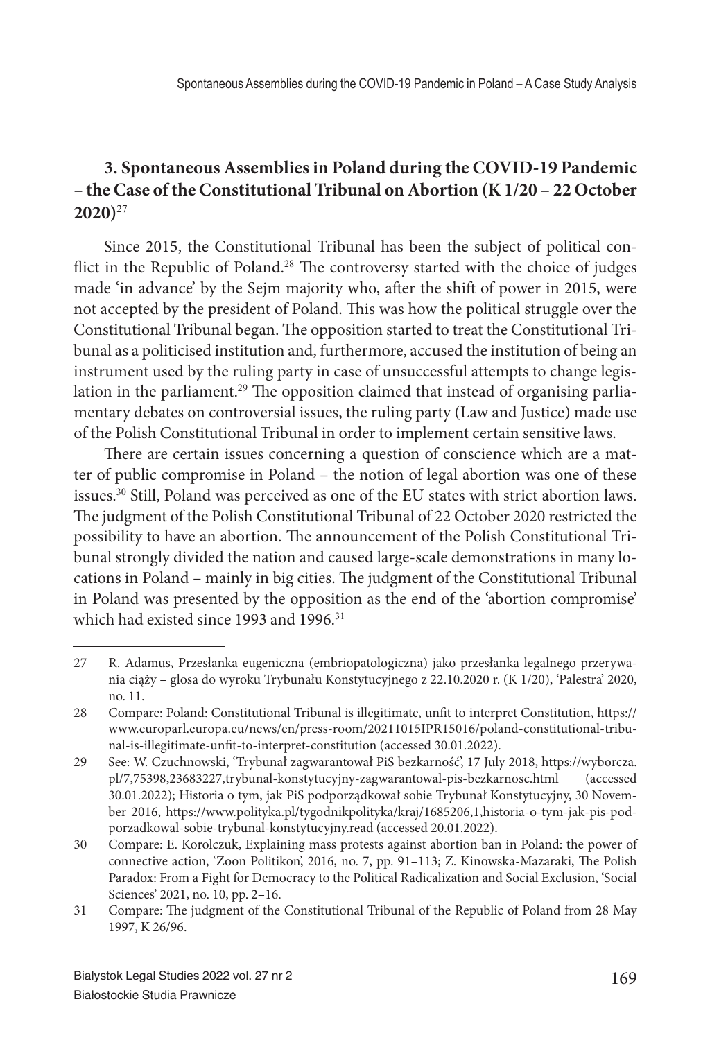## 3. Spontaneous Assemblies in Poland during the COVID-19 Pandemic – the Case of the Constitutional Tribunal on Abortion (K 1/20 – 22 October 2020)[27]

Since 2015, the Constitutional Tribunal has been the subject of political conflict in the Republic of Poland.[28] The controversy started with the choice of judges made 'in advance' by the Sejm majority who, after the shift of power in 2015, were not accepted by the president of Poland. This was how the political struggle over the Constitutional Tribunal began. The opposition started to treat the Constitutional Tribunal as a politicised institution and, furthermore, accused the institution of being an instrument used by the ruling party in case of unsuccessful attempts to change legislation in the parliament.[29] The opposition claimed that instead of organising parliamentary debates on controversial issues, the ruling party (Law and Justice) made use of the Polish Constitutional Tribunal in order to implement certain sensitive laws.

There are certain issues concerning a question of conscience which are a matter of public compromise in Poland – the notion of legal abortion was one of these issues.[30] Still, Poland was perceived as one of the EU states with strict abortion laws. The judgment of the Polish Constitutional Tribunal of 22 October 2020 restricted the possibility to have an abortion. The announcement of the Polish Constitutional Tribunal strongly divided the nation and caused large-scale demonstrations in many locations in Poland – mainly in big cities. The judgment of the Constitutional Tribunal in Poland was presented by the opposition as the end of the 'abortion compromise' which had existed since 1993 and 1996.[31]

---

27 R. Adamus, Przesłanka eugeniczna (embriopatologiczna) jako przesłanka legalnego przerywania ciąży – glosa do wyroku Trybunału Konstytucyjnego z 22.10.2020 r. (K 1/20), 'Palestra' 2020, no. 11.

28 Compare: Poland: Constitutional Tribunal is illegitimate, unfit to interpret Constitution, https://www.europarl.europa.eu/news/en/press-room/20211015IPR15016/poland-constitutional-tribunal-is-illegitimate-unfit-to-interpret-constitution (accessed 30.01.2022).

29 See: W. Czuchnowski, 'Trybunał zagwarantował PiS bezkarność', 17 July 2018, https://wyborcza.pl/7,75398,23683227,trybunal-konstytucyjny-zagwarantowal-pis-bezkarnosc.html (accessed 30.01.2022); Historia o tym, jak PiS podporządkował sobie Trybunał Konstytucyjny, 30 November 2016, https://www.polityka.pl/tygodnikpolityka/kraj/1685206,1,historia-o-tym-jak-pis-podporzadkowal-sobie-trybunal-konstytucyjny.read (accessed 20.01.2022).

30 Compare: E. Korolczuk, Explaining mass protests against abortion ban in Poland: the power of connective action, 'Zoon Politikon', 2016, no. 7, pp. 91–113; Z. Kinowska-Mazaraki, The Polish Paradox: From a Fight for Democracy to the Political Radicalization and Social Exclusion, 'Social Sciences' 2021, no. 10, pp. 2–16.

31 Compare: The judgment of the Constitutional Tribunal of the Republic of Poland from 28 May 1997, K 26/96.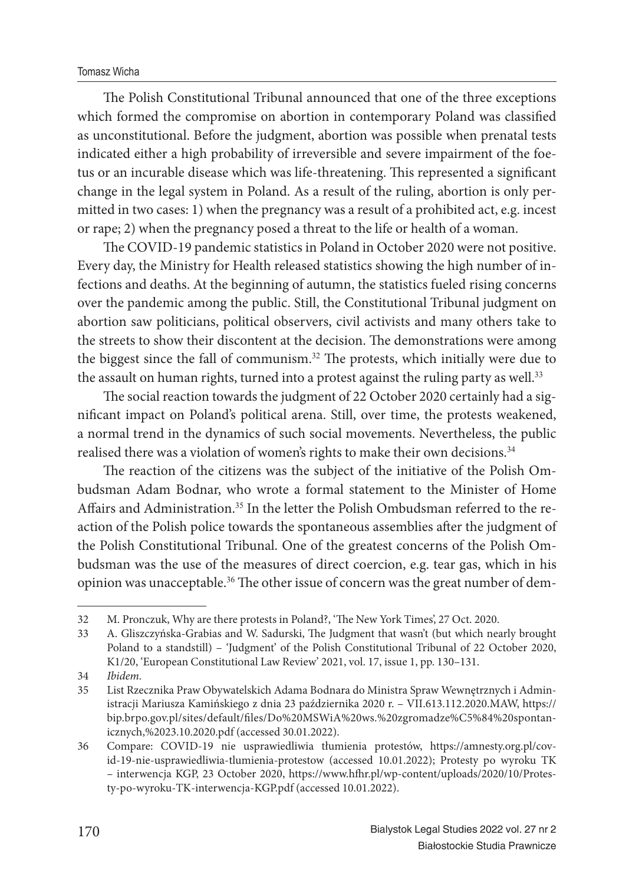The Polish Constitutional Tribunal announced that one of the three exceptions which formed the compromise on abortion in contemporary Poland was classified as unconstitutional. Before the judgment, abortion was possible when prenatal tests indicated either a high probability of irreversible and severe impairment of the foetus or an incurable disease which was life-threatening. This represented a significant change in the legal system in Poland. As a result of the ruling, abortion is only permitted in two cases: 1) when the pregnancy was a result of a prohibited act, e.g. incest or rape; 2) when the pregnancy posed a threat to the life or health of a woman.

The COVID-19 pandemic statistics in Poland in October 2020 were not positive. Every day, the Ministry for Health released statistics showing the high number of infections and deaths. At the beginning of autumn, the statistics fueled rising concerns over the pandemic among the public. Still, the Constitutional Tribunal judgment on abortion saw politicians, political observers, civil activists and many others take to the streets to show their discontent at the decision. The demonstrations were among the biggest since the fall of communism.[32] The protests, which initially were due to the assault on human rights, turned into a protest against the ruling party as well.[33]

The social reaction towards the judgment of 22 October 2020 certainly had a significant impact on Poland's political arena. Still, over time, the protests weakened, a normal trend in the dynamics of such social movements. Nevertheless, the public realised there was a violation of women's rights to make their own decisions.[34]

The reaction of the citizens was the subject of the initiative of the Polish Ombudsman Adam Bodnar, who wrote a formal statement to the Minister of Home Affairs and Administration.[35] In the letter the Polish Ombudsman referred to the reaction of the Polish police towards the spontaneous assemblies after the judgment of the Polish Constitutional Tribunal. One of the greatest concerns of the Polish Ombudsman was the use of the measures of direct coercion, e.g. tear gas, which in his opinion was unacceptable.[36] The other issue of concern was the great number of dem-

---

32 M. Pronczuk, Why are there protests in Poland?, 'The New York Times', 27 Oct. 2020.

33 A. Gliszczyńska-Grabias and W. Sadurski, The Judgment that wasn't (but which nearly brought Poland to a standstill) – 'Judgment' of the Polish Constitutional Tribunal of 22 October 2020, K1/20, 'European Constitutional Law Review' 2021, vol. 17, issue 1, pp. 130–131.

34 *Ibidem.*

35 List Rzecznika Praw Obywatelskich Adama Bodnara do Ministra Spraw Wewnętrznych i Administracji Mariusza Kamińskiego z dnia 23 października 2020 r. – VII.613.112.2020.MAW, https://bip.brpo.gov.pl/sites/default/files/Do%20MSWiA%20ws.%20zgromadze%C5%84%20spontanicznych,%2023.10.2020.pdf (accessed 30.01.2022).

36 Compare: COVID-19 nie usprawiedliwia tłumienia protestów, https://amnesty.org.pl/covid-19-nie-usprawiedliwia-tlumienia-protestow (accessed 10.01.2022); Protesty po wyroku TK – interwencja KGP, 23 October 2020, https://www.hfhr.pl/wp-content/uploads/2020/10/Protesty-po-wyroku-TK-interwencja-KGP.pdf (accessed 10.01.2022).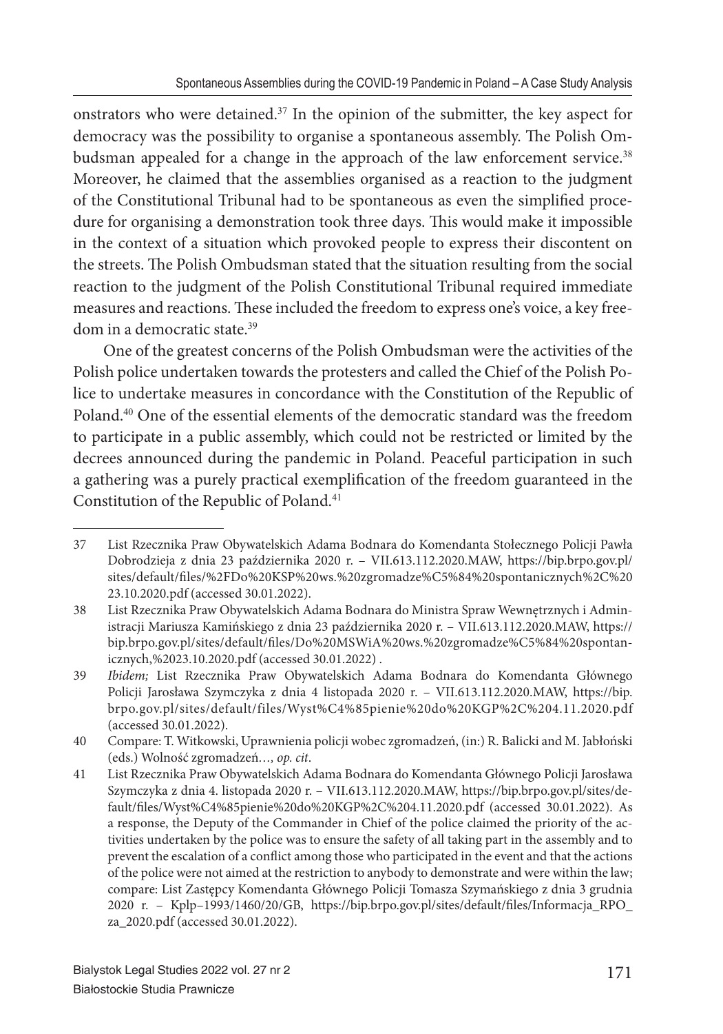onstrators who were detained.[37] In the opinion of the submitter, the key aspect for democracy was the possibility to organise a spontaneous assembly. The Polish Ombudsman appealed for a change in the approach of the law enforcement service.[38] Moreover, he claimed that the assemblies organised as a reaction to the judgment of the Constitutional Tribunal had to be spontaneous as even the simplified procedure for organising a demonstration took three days. This would make it impossible in the context of a situation which provoked people to express their discontent on the streets. The Polish Ombudsman stated that the situation resulting from the social reaction to the judgment of the Polish Constitutional Tribunal required immediate measures and reactions. These included the freedom to express one's voice, a key freedom in a democratic state.[39]

One of the greatest concerns of the Polish Ombudsman were the activities of the Polish police undertaken towards the protesters and called the Chief of the Polish Police to undertake measures in concordance with the Constitution of the Republic of Poland.[40] One of the essential elements of the democratic standard was the freedom to participate in a public assembly, which could not be restricted or limited by the decrees announced during the pandemic in Poland. Peaceful participation in such a gathering was a purely practical exemplification of the freedom guaranteed in the Constitution of the Republic of Poland.[41]

---

37 List Rzecznika Praw Obywatelskich Adama Bodnara do Komendanta Stołecznego Policji Pawła Dobrodzieja z dnia 23 października 2020 r. – VII.613.112.2020.MAW, https://bip.brpo.gov.pl/sites/default/files/%2FDo%20KSP%20ws.%20zgromadze%C5%84%20spontanicznych%2C%2023.10.2020.pdf (accessed 30.01.2022).

38 List Rzecznika Praw Obywatelskich Adama Bodnara do Ministra Spraw Wewnętrznych i Administracji Mariusza Kamińskiego z dnia 23 października 2020 r. – VII.613.112.2020.MAW, https://bip.brpo.gov.pl/sites/default/files/Do%20MSWiA%20ws.%20zgromadze%C5%84%20spontanicznych,%2023.10.2020.pdf (accessed 30.01.2022) .

39 *Ibidem;* List Rzecznika Praw Obywatelskich Adama Bodnara do Komendanta Głównego Policji Jarosława Szymczyka z dnia 4 listopada 2020 r. – VII.613.112.2020.MAW, https://bip.brpo.gov.pl/sites/default/files/Wyst%C4%85pienie%20do%20KGP%2C%204.11.2020.pdf (accessed 30.01.2022).

40 Compare: T. Witkowski, Uprawnienia policji wobec zgromadzeń, (in:) R. Balicki and M. Jabłoński (eds.) Wolność zgromadzeń*…, op. cit*.

41 List Rzecznika Praw Obywatelskich Adama Bodnara do Komendanta Głównego Policji Jarosława Szymczyka z dnia 4. listopada 2020 r. – VII.613.112.2020.MAW, https://bip.brpo.gov.pl/sites/default/files/Wyst%C4%85pienie%20do%20KGP%2C%204.11.2020.pdf (accessed 30.01.2022). As a response, the Deputy of the Commander in Chief of the police claimed the priority of the activities undertaken by the police was to ensure the safety of all taking part in the assembly and to prevent the escalation of a conflict among those who participated in the event and that the actions of the police were not aimed at the restriction to anybody to demonstrate and were within the law; compare: List Zastępcy Komendanta Głównego Policji Tomasza Szymańskiego z dnia 3 grudnia 2020 r. – Kplp–1993/1460/20/GB, https://bip.brpo.gov.pl/sites/default/files/Informacja_RPO_za_2020.pdf (accessed 30.01.2022).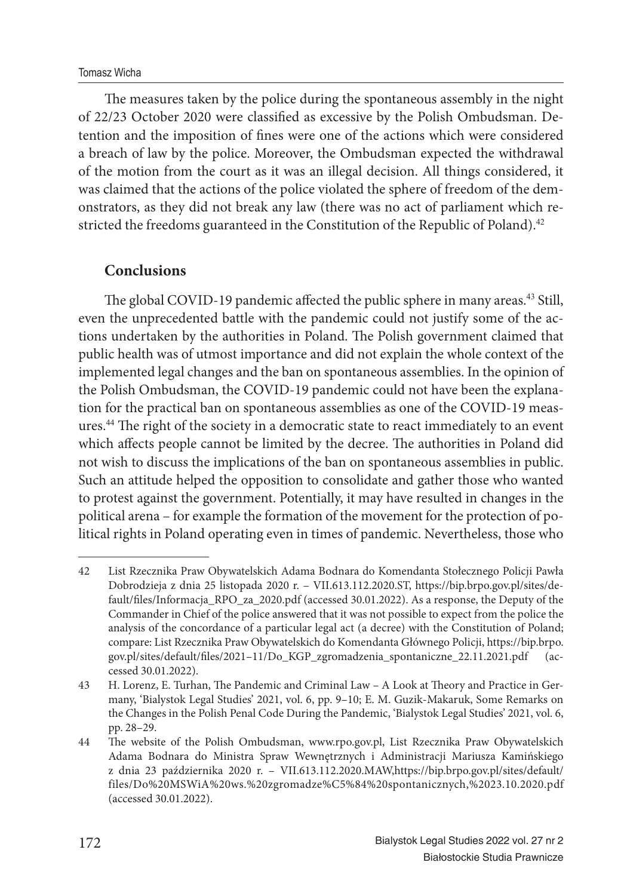The measures taken by the police during the spontaneous assembly in the night of 22/23 October 2020 were classified as excessive by the Polish Ombudsman. Detention and the imposition of fines were one of the actions which were considered a breach of law by the police. Moreover, the Ombudsman expected the withdrawal of the motion from the court as it was an illegal decision. All things considered, it was claimed that the actions of the police violated the sphere of freedom of the demonstrators, as they did not break any law (there was no act of parliament which restricted the freedoms guaranteed in the Constitution of the Republic of Poland).[42]

## Conclusions

The global COVID-19 pandemic affected the public sphere in many areas.[43] Still, even the unprecedented battle with the pandemic could not justify some of the actions undertaken by the authorities in Poland. The Polish government claimed that public health was of utmost importance and did not explain the whole context of the implemented legal changes and the ban on spontaneous assemblies. In the opinion of the Polish Ombudsman, the COVID-19 pandemic could not have been the explanation for the practical ban on spontaneous assemblies as one of the COVID-19 measures.[44] The right of the society in a democratic state to react immediately to an event which affects people cannot be limited by the decree. The authorities in Poland did not wish to discuss the implications of the ban on spontaneous assemblies in public. Such an attitude helped the opposition to consolidate and gather those who wanted to protest against the government. Potentially, it may have resulted in changes in the political arena – for example the formation of the movement for the protection of political rights in Poland operating even in times of pandemic. Nevertheless, those who

---

42 List Rzecznika Praw Obywatelskich Adama Bodnara do Komendanta Stołecznego Policji Pawła Dobrodzieja z dnia 25 listopada 2020 r. – VII.613.112.2020.ST, https://bip.brpo.gov.pl/sites/default/files/Informacja_RPO_za_2020.pdf (accessed 30.01.2022). As a response, the Deputy of the Commander in Chief of the police answered that it was not possible to expect from the police the analysis of the concordance of a particular legal act (a decree) with the Constitution of Poland; compare: List Rzecznika Praw Obywatelskich do Komendanta Głównego Policji, https://bip.brpo.gov.pl/sites/default/files/2021–11/Do_KGP_zgromadzenia_spontaniczne_22.11.2021.pdf (accessed 30.01.2022).

43 H. Lorenz, E. Turhan, The Pandemic and Criminal Law – A Look at Theory and Practice in Germany, 'Bialystok Legal Studies' 2021, vol. 6, pp. 9–10; E. M. Guzik-Makaruk, Some Remarks on the Changes in the Polish Penal Code During the Pandemic, 'Bialystok Legal Studies' 2021, vol. 6, pp. 28–29.

44 The website of the Polish Ombudsman, www.rpo.gov.pl, List Rzecznika Praw Obywatelskich Adama Bodnara do Ministra Spraw Wewnętrznych i Administracji Mariusza Kamińskiego z dnia 23 października 2020 r. – VII.613.112.2020.MAW,https://bip.brpo.gov.pl/sites/default/files/Do%20MSWiA%20ws.%20zgromadze%C5%84%20spontanicznych,%2023.10.2020.pdf (accessed 30.01.2022).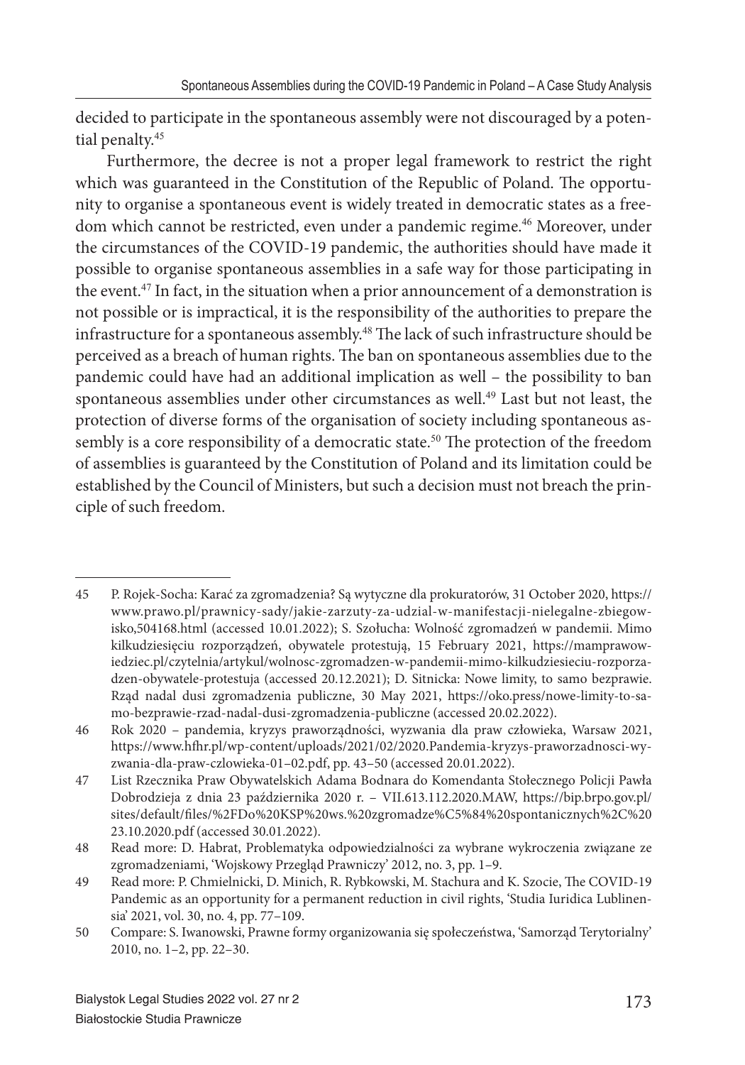decided to participate in the spontaneous assembly were not discouraged by a potential penalty.[45]

Furthermore, the decree is not a proper legal framework to restrict the right which was guaranteed in the Constitution of the Republic of Poland. The opportunity to organise a spontaneous event is widely treated in democratic states as a freedom which cannot be restricted, even under a pandemic regime.[46] Moreover, under the circumstances of the COVID-19 pandemic, the authorities should have made it possible to organise spontaneous assemblies in a safe way for those participating in the event.[47] In fact, in the situation when a prior announcement of a demonstration is not possible or is impractical, it is the responsibility of the authorities to prepare the infrastructure for a spontaneous assembly.[48] The lack of such infrastructure should be perceived as a breach of human rights. The ban on spontaneous assemblies due to the pandemic could have had an additional implication as well – the possibility to ban spontaneous assemblies under other circumstances as well.[49] Last but not least, the protection of diverse forms of the organisation of society including spontaneous assembly is a core responsibility of a democratic state.[50] The protection of the freedom of assemblies is guaranteed by the Constitution of Poland and its limitation could be established by the Council of Ministers, but such a decision must not breach the principle of such freedom.

---

45 P. Rojek-Socha: Karać za zgromadzenia? Są wytyczne dla prokuratorów, 31 October 2020, https://www.prawo.pl/prawnicy-sady/jakie-zarzuty-za-udzial-w-manifestacji-nielegalne-zbiegowisko,504168.html (accessed 10.01.2022); S. Szołucha: Wolność zgromadzeń w pandemii. Mimo kilkudziesięciu rozporządzeń, obywatele protestują, 15 February 2021, https://mamprawowiedziec.pl/czytelnia/artykul/wolnosc-zgromadzen-w-pandemii-mimo-kilkudziesieciu-rozporzadzen-obywatele-protestuja (accessed 20.12.2021); D. Sitnicka: Nowe limity, to samo bezprawie. Rząd nadal dusi zgromadzenia publiczne, 30 May 2021, https://oko.press/nowe-limity-to-samo-bezprawie-rzad-nadal-dusi-zgromadzenia-publiczne (accessed 20.02.2022).

46 Rok 2020 – pandemia, kryzys praworządności, wyzwania dla praw człowieka, Warsaw 2021, https://www.hfhr.pl/wp-content/uploads/2021/02/2020.Pandemia-kryzys-praworzadnosci-wyzwania-dla-praw-czlowieka-01–02.pdf, pp. 43–50 (accessed 20.01.2022).

47 List Rzecznika Praw Obywatelskich Adama Bodnara do Komendanta Stołecznego Policji Pawła Dobrodzieja z dnia 23 października 2020 r. – VII.613.112.2020.MAW, https://bip.brpo.gov.pl/sites/default/files/%2FDo%20KSP%20ws.%20zgromadze%C5%84%20spontanicznych%2C%2023.10.2020.pdf (accessed 30.01.2022).

48 Read more: D. Habrat, Problematyka odpowiedzialności za wybrane wykroczenia związane ze zgromadzeniami, 'Wojskowy Przegląd Prawniczy' 2012, no. 3, pp. 1–9.

49 Read more: P. Chmielnicki, D. Minich, R. Rybkowski, M. Stachura and K. Szocie, The COVID-19 Pandemic as an opportunity for a permanent reduction in civil rights, 'Studia Iuridica Lublinensia' 2021, vol. 30, no. 4, pp. 77–109.

50 Compare: S. Iwanowski, Prawne formy organizowania się społeczeństwa, 'Samorząd Terytorialny' 2010, no. 1–2, pp. 22–30.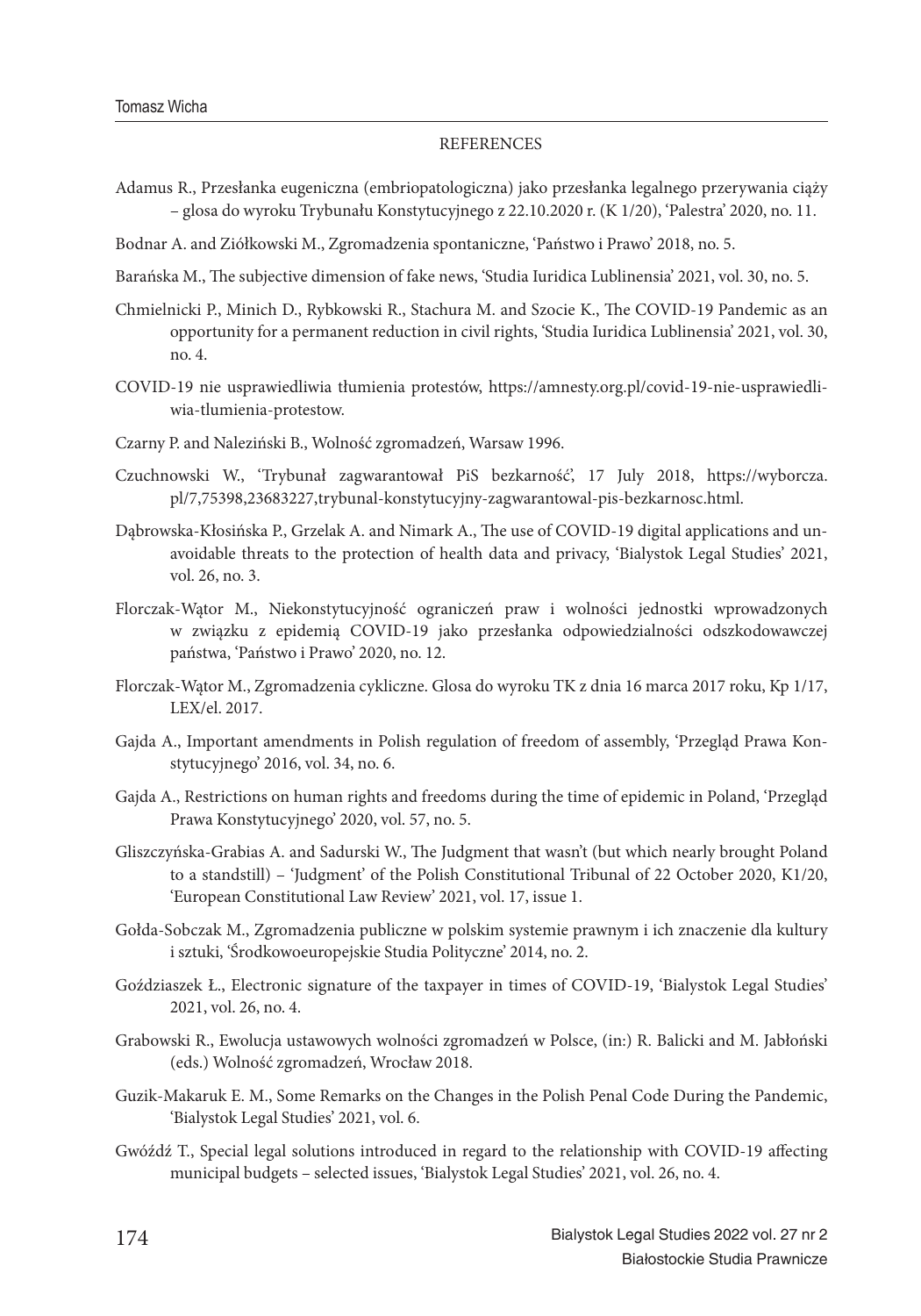## REFERENCES

Adamus R., Przesłanka eugeniczna (embriopatologiczna) jako przesłanka legalnego przerywania ciąży – glosa do wyroku Trybunału Konstytucyjnego z 22.10.2020 r. (K 1/20), 'Palestra' 2020, no. 11.

Bodnar A. and Ziółkowski M., Zgromadzenia spontaniczne, 'Państwo i Prawo' 2018, no. 5.

Barańska M., The subjective dimension of fake news, 'Studia Iuridica Lublinensia' 2021, vol. 30, no. 5.

Chmielnicki P., Minich D., Rybkowski R., Stachura M. and Szocie K., The COVID-19 Pandemic as an opportunity for a permanent reduction in civil rights, 'Studia Iuridica Lublinensia' 2021, vol. 30, no. 4.

COVID-19 nie usprawiedliwia tłumienia protestów, https://amnesty.org.pl/covid-19-nie-usprawiedliwia-tlumienia-protestow.

Czarny P. and Naleziński B., Wolność zgromadzeń, Warsaw 1996.

Czuchnowski W., 'Trybunał zagwarantował PiS bezkarność', 17 July 2018, https://wyborcza.pl/7,75398,23683227,trybunal-konstytucyjny-zagwarantowal-pis-bezkarnosc.html.

Dąbrowska-Kłosińska P., Grzelak A. and Nimark A., The use of COVID-19 digital applications and unavoidable threats to the protection of health data and privacy, 'Bialystok Legal Studies' 2021, vol. 26, no. 3.

Florczak-Wątor M., Niekonstytucyjność ograniczeń praw i wolności jednostki wprowadzonych w związku z epidemią COVID-19 jako przesłanka odpowiedzialności odszkodowawczej państwa, 'Państwo i Prawo' 2020, no. 12.

Florczak-Wątor M., Zgromadzenia cykliczne. Glosa do wyroku TK z dnia 16 marca 2017 roku, Kp 1/17, LEX/el. 2017.

Gajda A., Important amendments in Polish regulation of freedom of assembly, 'Przegląd Prawa Konstytucyjnego' 2016, vol. 34, no. 6.

Gajda A., Restrictions on human rights and freedoms during the time of epidemic in Poland, 'Przegląd Prawa Konstytucyjnego' 2020, vol. 57, no. 5.

Gliszczyńska-Grabias A. and Sadurski W., The Judgment that wasn't (but which nearly brought Poland to a standstill) – 'Judgment' of the Polish Constitutional Tribunal of 22 October 2020, K1/20, 'European Constitutional Law Review' 2021, vol. 17, issue 1.

Gołda-Sobczak M., Zgromadzenia publiczne w polskim systemie prawnym i ich znaczenie dla kultury i sztuki, 'Środkowoeuropejskie Studia Polityczne' 2014, no. 2.

Goździaszek Ł., Electronic signature of the taxpayer in times of COVID-19, 'Bialystok Legal Studies' 2021, vol. 26, no. 4.

Grabowski R., Ewolucja ustawowych wolności zgromadzeń w Polsce, (in:) R. Balicki and M. Jabłoński (eds.) Wolność zgromadzeń, Wrocław 2018.

Guzik-Makaruk E. M., Some Remarks on the Changes in the Polish Penal Code During the Pandemic, 'Bialystok Legal Studies' 2021, vol. 6.

Gwóźdź T., Special legal solutions introduced in regard to the relationship with COVID-19 affecting municipal budgets – selected issues, 'Bialystok Legal Studies' 2021, vol. 26, no. 4.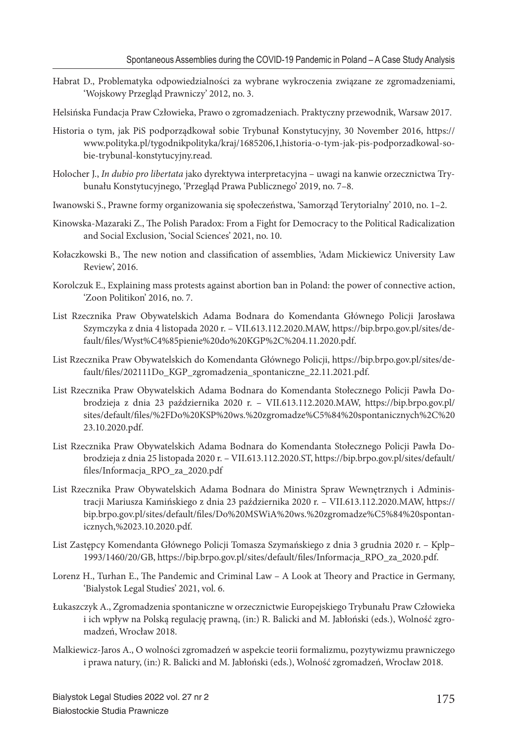Habrat D., Problematyka odpowiedzialności za wybrane wykroczenia związane ze zgromadzeniami, 'Wojskowy Przegląd Prawniczy' 2012, no. 3.

Helsińska Fundacja Praw Człowieka, Prawo o zgromadzeniach. Praktyczny przewodnik, Warsaw 2017.

Historia o tym, jak PiS podporządkował sobie Trybunał Konstytucyjny, 30 November 2016, https://www.polityka.pl/tygodnikpolityka/kraj/1685206,1,historia-o-tym-jak-pis-podporzadkowal-sobie-trybunal-konstytucyjny.read.

Holocher J., *In dubio pro libertata* jako dyrektywa interpretacyjna – uwagi na kanwie orzecznictwa Trybunału Konstytucyjnego, 'Przegląd Prawa Publicznego' 2019, no. 7–8.

Iwanowski S., Prawne formy organizowania się społeczeństwa, 'Samorząd Terytorialny' 2010, no. 1–2.

Kinowska-Mazaraki Z., The Polish Paradox: From a Fight for Democracy to the Political Radicalization and Social Exclusion, 'Social Sciences' 2021, no. 10.

Kołaczkowski B., The new notion and classification of assemblies, 'Adam Mickiewicz University Law Review', 2016.

Korolczuk E., Explaining mass protests against abortion ban in Poland: the power of connective action, 'Zoon Politikon' 2016, no. 7.

List Rzecznika Praw Obywatelskich Adama Bodnara do Komendanta Głównego Policji Jarosława Szymczyka z dnia 4 listopada 2020 r. – VII.613.112.2020.MAW, https://bip.brpo.gov.pl/sites/default/files/Wyst%C4%85pienie%20do%20KGP%2C%204.11.2020.pdf.

List Rzecznika Praw Obywatelskich do Komendanta Głównego Policji, https://bip.brpo.gov.pl/sites/default/files/202111Do_KGP_zgromadzenia_spontaniczne_22.11.2021.pdf.

List Rzecznika Praw Obywatelskich Adama Bodnara do Komendanta Stołecznego Policji Pawła Dobrodzieja z dnia 23 października 2020 r. – VII.613.112.2020.MAW, https://bip.brpo.gov.pl/sites/default/files/%2FDo%20KSP%20ws.%20zgromadze%C5%84%20spontanicznych%2C%2023.10.2020.pdf.

List Rzecznika Praw Obywatelskich Adama Bodnara do Komendanta Stołecznego Policji Pawła Dobrodzieja z dnia 25 listopada 2020 r. – VII.613.112.2020.ST, https://bip.brpo.gov.pl/sites/default/files/Informacja_RPO_za_2020.pdf

List Rzecznika Praw Obywatelskich Adama Bodnara do Ministra Spraw Wewnętrznych i Administracji Mariusza Kamińskiego z dnia 23 października 2020 r. – VII.613.112.2020.MAW, https://bip.brpo.gov.pl/sites/default/files/Do%20MSWiA%20ws.%20zgromadze%C5%84%20spontanicznych,%2023.10.2020.pdf.

List Zastępcy Komendanta Głównego Policji Tomasza Szymańskiego z dnia 3 grudnia 2020 r. – Kplp–1993/1460/20/GB, https://bip.brpo.gov.pl/sites/default/files/Informacja_RPO_za_2020.pdf.

Lorenz H., Turhan E., The Pandemic and Criminal Law – A Look at Theory and Practice in Germany, 'Bialystok Legal Studies' 2021, vol. 6.

Łukaszczyk A., Zgromadzenia spontaniczne w orzecznictwie Europejskiego Trybunału Praw Człowieka i ich wpływ na Polską regulację prawną, (in:) R. Balicki and M. Jabłoński (eds.), Wolność zgromadzeń, Wrocław 2018.

Malkiewicz-Jaros A., O wolności zgromadzeń w aspekcie teorii formalizmu, pozytywizmu prawniczego i prawa natury, (in:) R. Balicki and M. Jabłoński (eds.), Wolność zgromadzeń, Wrocław 2018.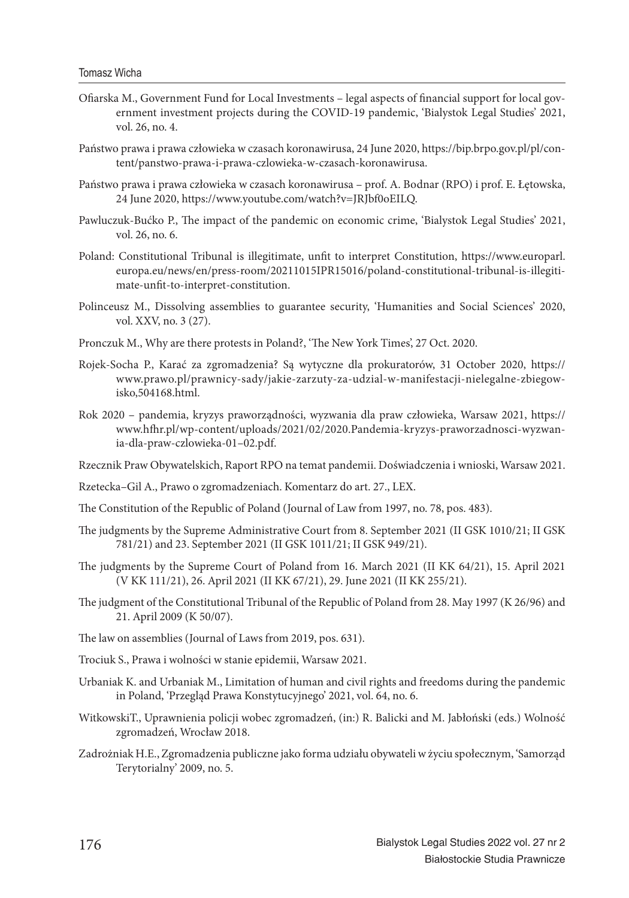Ofiarska M., Government Fund for Local Investments – legal aspects of financial support for local government investment projects during the COVID-19 pandemic, 'Bialystok Legal Studies' 2021, vol. 26, no. 4.

Państwo prawa i prawa człowieka w czasach koronawirusa, 24 June 2020, https://bip.brpo.gov.pl/pl/content/panstwo-prawa-i-prawa-czlowieka-w-czasach-koronawirusa.

Państwo prawa i prawa człowieka w czasach koronawirusa – prof. A. Bodnar (RPO) i prof. E. Łętowska, 24 June 2020, https://www.youtube.com/watch?v=JRJbf0oEILQ.

Pawluczuk-Bućko P., The impact of the pandemic on economic crime, 'Bialystok Legal Studies' 2021, vol. 26, no. 6.

Poland: Constitutional Tribunal is illegitimate, unfit to interpret Constitution, https://www.europarl.europa.eu/news/en/press-room/20211015IPR15016/poland-constitutional-tribunal-is-illegitimate-unfit-to-interpret-constitution.

Polinceusz M., Dissolving assemblies to guarantee security, 'Humanities and Social Sciences' 2020, vol. XXV, no. 3 (27).

Pronczuk M., Why are there protests in Poland?, 'The New York Times', 27 Oct. 2020.

Rojek-Socha P., Karać za zgromadzenia? Są wytyczne dla prokuratorów, 31 October 2020, https://www.prawo.pl/prawnicy-sady/jakie-zarzuty-za-udzial-w-manifestacji-nielegalne-zbiegowisko,504168.html.

Rok 2020 – pandemia, kryzys praworządności, wyzwania dla praw człowieka, Warsaw 2021, https://www.hfhr.pl/wp-content/uploads/2021/02/2020.Pandemia-kryzys-praworzadnosci-wyzwania-dla-praw-czlowieka-01–02.pdf.

Rzecznik Praw Obywatelskich, Raport RPO na temat pandemii. Doświadczenia i wnioski, Warsaw 2021.

Rzetecka–Gil A., Prawo o zgromadzeniach. Komentarz do art. 27., LEX.

The Constitution of the Republic of Poland (Journal of Law from 1997, no. 78, pos. 483).

The judgments by the Supreme Administrative Court from 8. September 2021 (II GSK 1010/21; II GSK 781/21) and 23. September 2021 (II GSK 1011/21; II GSK 949/21).

The judgments by the Supreme Court of Poland from 16. March 2021 (II KK 64/21), 15. April 2021 (V KK 111/21), 26. April 2021 (II KK 67/21), 29. June 2021 (II KK 255/21).

The judgment of the Constitutional Tribunal of the Republic of Poland from 28. May 1997 (K 26/96) and 21. April 2009 (K 50/07).

The law on assemblies (Journal of Laws from 2019, pos. 631).

Trociuk S., Prawa i wolności w stanie epidemii, Warsaw 2021.

Urbaniak K. and Urbaniak M., Limitation of human and civil rights and freedoms during the pandemic in Poland, 'Przegląd Prawa Konstytucyjnego' 2021, vol. 64, no. 6.

WitkowskiT., Uprawnienia policji wobec zgromadzeń, (in:) R. Balicki and M. Jabłoński (eds.) Wolność zgromadzeń, Wrocław 2018.

Zadrożniak H.E., Zgromadzenia publiczne jako forma udziału obywateli w życiu społecznym, 'Samorząd Terytorialny' 2009, no. 5.